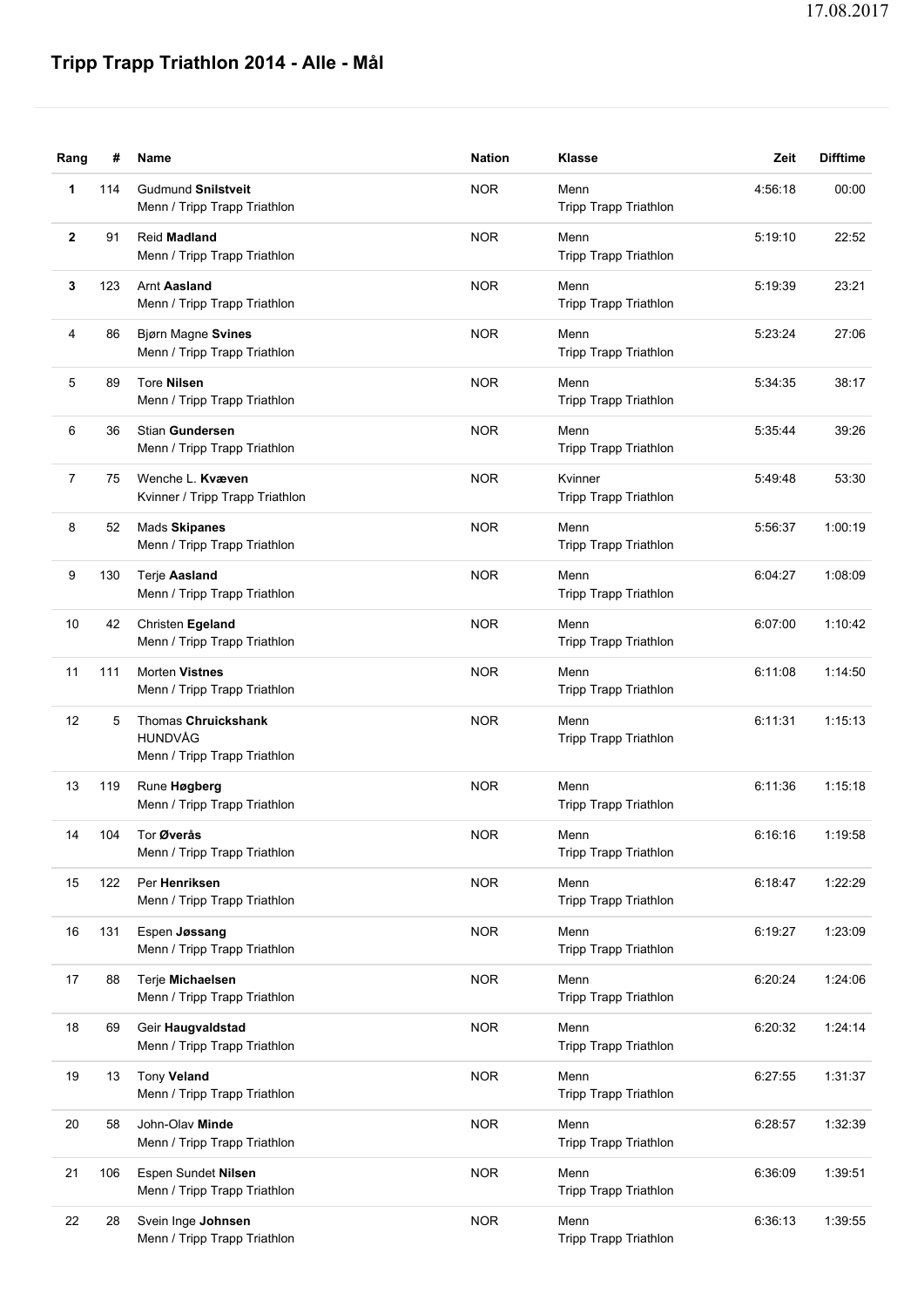# Tripp Trapp Triathlon 2014 - Alle - Mål

| Rang | # | Name | Nation | Klasse | Zeit | Difftime |
|---|---|---|---|---|---|---|
| **1** | 114 | Gudmund **Snilstveit**<br>Menn / Tripp Trapp Triathlon | NOR | Menn<br>Tripp Trapp Triathlon | 4:56:18 | 00:00 |
| **2** | 91 | Reid **Madland**<br>Menn / Tripp Trapp Triathlon | NOR | Menn<br>Tripp Trapp Triathlon | 5:19:10 | 22:52 |
| **3** | 123 | Arnt **Aasland**<br>Menn / Tripp Trapp Triathlon | NOR | Menn<br>Tripp Trapp Triathlon | 5:19:39 | 23:21 |
| 4 | 86 | Bjørn Magne **Svines**<br>Menn / Tripp Trapp Triathlon | NOR | Menn<br>Tripp Trapp Triathlon | 5:23:24 | 27:06 |
| 5 | 89 | Tore **Nilsen**<br>Menn / Tripp Trapp Triathlon | NOR | Menn<br>Tripp Trapp Triathlon | 5:34:35 | 38:17 |
| 6 | 36 | Stian **Gundersen**<br>Menn / Tripp Trapp Triathlon | NOR | Menn<br>Tripp Trapp Triathlon | 5:35:44 | 39:26 |
| 7 | 75 | Wenche L. **Kvæven**<br>Kvinner / Tripp Trapp Triathlon | NOR | Kvinner<br>Tripp Trapp Triathlon | 5:49:48 | 53:30 |
| 8 | 52 | Mads **Skipanes**<br>Menn / Tripp Trapp Triathlon | NOR | Menn<br>Tripp Trapp Triathlon | 5:56:37 | 1:00:19 |
| 9 | 130 | Terje **Aasland**<br>Menn / Tripp Trapp Triathlon | NOR | Menn<br>Tripp Trapp Triathlon | 6:04:27 | 1:08:09 |
| 10 | 42 | Christen **Egeland**<br>Menn / Tripp Trapp Triathlon | NOR | Menn<br>Tripp Trapp Triathlon | 6:07:00 | 1:10:42 |
| 11 | 111 | Morten **Vistnes**<br>Menn / Tripp Trapp Triathlon | NOR | Menn<br>Tripp Trapp Triathlon | 6:11:08 | 1:14:50 |
| 12 | 5 | Thomas **Chruickshank**<br>HUNDVÅG<br>Menn / Tripp Trapp Triathlon | NOR | Menn<br>Tripp Trapp Triathlon | 6:11:31 | 1:15:13 |
| 13 | 119 | Rune **Høgberg**<br>Menn / Tripp Trapp Triathlon | NOR | Menn<br>Tripp Trapp Triathlon | 6:11:36 | 1:15:18 |
| 14 | 104 | Tor **Øverås**<br>Menn / Tripp Trapp Triathlon | NOR | Menn<br>Tripp Trapp Triathlon | 6:16:16 | 1:19:58 |
| 15 | 122 | Per **Henriksen**<br>Menn / Tripp Trapp Triathlon | NOR | Menn<br>Tripp Trapp Triathlon | 6:18:47 | 1:22:29 |
| 16 | 131 | Espen **Jøssang**<br>Menn / Tripp Trapp Triathlon | NOR | Menn<br>Tripp Trapp Triathlon | 6:19:27 | 1:23:09 |
| 17 | 88 | Terje **Michaelsen**<br>Menn / Tripp Trapp Triathlon | NOR | Menn<br>Tripp Trapp Triathlon | 6:20:24 | 1:24:06 |
| 18 | 69 | Geir **Haugvaldstad**<br>Menn / Tripp Trapp Triathlon | NOR | Menn<br>Tripp Trapp Triathlon | 6:20:32 | 1:24:14 |
| 19 | 13 | Tony **Veland**<br>Menn / Tripp Trapp Triathlon | NOR | Menn<br>Tripp Trapp Triathlon | 6:27:55 | 1:31:37 |
| 20 | 58 | John-Olav **Minde**<br>Menn / Tripp Trapp Triathlon | NOR | Menn<br>Tripp Trapp Triathlon | 6:28:57 | 1:32:39 |
| 21 | 106 | Espen Sundet **Nilsen**<br>Menn / Tripp Trapp Triathlon | NOR | Menn<br>Tripp Trapp Triathlon | 6:36:09 | 1:39:51 |
| 22 | 28 | Svein Inge **Johnsen**<br>Menn / Tripp Trapp Triathlon | NOR | Menn<br>Tripp Trapp Triathlon | 6:36:13 | 1:39:55 |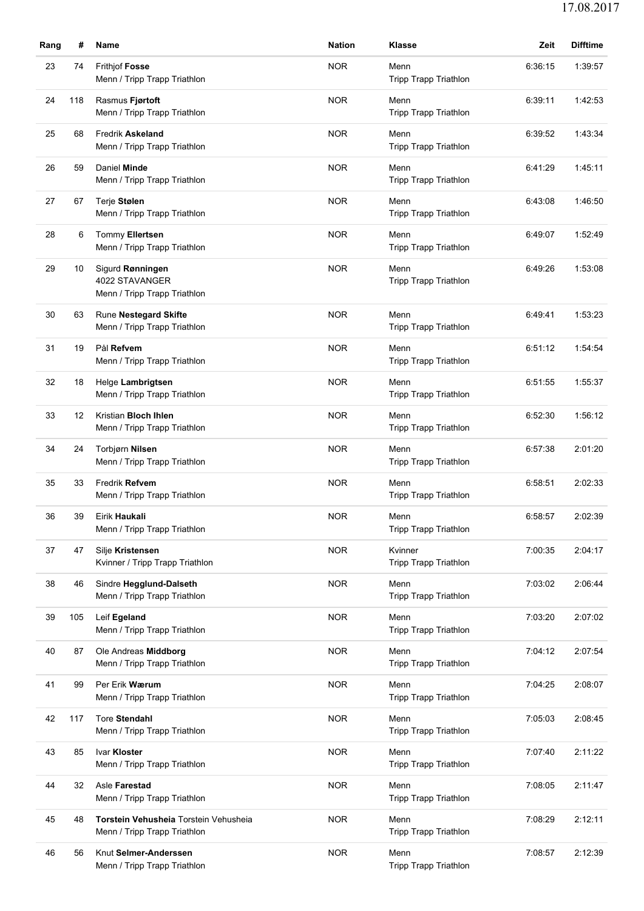| Rang | # | Name | Nation | Klasse | Zeit | Difftime |
|---|---|---|---|---|---|---|
| 23 | 74 | Frithjof **Fosse**<br>Menn / Tripp Trapp Triathlon | NOR | Menn<br>Tripp Trapp Triathlon | 6:36:15 | 1:39:57 |
| 24 | 118 | Rasmus **Fjørtoft**<br>Menn / Tripp Trapp Triathlon | NOR | Menn<br>Tripp Trapp Triathlon | 6:39:11 | 1:42:53 |
| 25 | 68 | Fredrik **Askeland**<br>Menn / Tripp Trapp Triathlon | NOR | Menn<br>Tripp Trapp Triathlon | 6:39:52 | 1:43:34 |
| 26 | 59 | Daniel **Minde**<br>Menn / Tripp Trapp Triathlon | NOR | Menn<br>Tripp Trapp Triathlon | 6:41:29 | 1:45:11 |
| 27 | 67 | Terje **Stølen**<br>Menn / Tripp Trapp Triathlon | NOR | Menn<br>Tripp Trapp Triathlon | 6:43:08 | 1:46:50 |
| 28 | 6 | Tommy **Ellertsen**<br>Menn / Tripp Trapp Triathlon | NOR | Menn<br>Tripp Trapp Triathlon | 6:49:07 | 1:52:49 |
| 29 | 10 | Sigurd **Rønningen**<br>4022 STAVANGER<br>Menn / Tripp Trapp Triathlon | NOR | Menn<br>Tripp Trapp Triathlon | 6:49:26 | 1:53:08 |
| 30 | 63 | Rune **Nestegard Skifte**<br>Menn / Tripp Trapp Triathlon | NOR | Menn<br>Tripp Trapp Triathlon | 6:49:41 | 1:53:23 |
| 31 | 19 | Pål **Refvem**<br>Menn / Tripp Trapp Triathlon | NOR | Menn<br>Tripp Trapp Triathlon | 6:51:12 | 1:54:54 |
| 32 | 18 | Helge **Lambrigtsen**<br>Menn / Tripp Trapp Triathlon | NOR | Menn<br>Tripp Trapp Triathlon | 6:51:55 | 1:55:37 |
| 33 | 12 | Kristian **Bloch Ihlen**<br>Menn / Tripp Trapp Triathlon | NOR | Menn<br>Tripp Trapp Triathlon | 6:52:30 | 1:56:12 |
| 34 | 24 | Torbjørn **Nilsen**<br>Menn / Tripp Trapp Triathlon | NOR | Menn<br>Tripp Trapp Triathlon | 6:57:38 | 2:01:20 |
| 35 | 33 | Fredrik **Refvem**<br>Menn / Tripp Trapp Triathlon | NOR | Menn<br>Tripp Trapp Triathlon | 6:58:51 | 2:02:33 |
| 36 | 39 | Eirik **Haukali**<br>Menn / Tripp Trapp Triathlon | NOR | Menn<br>Tripp Trapp Triathlon | 6:58:57 | 2:02:39 |
| 37 | 47 | Silje **Kristensen**<br>Kvinner / Tripp Trapp Triathlon | NOR | Kvinner<br>Tripp Trapp Triathlon | 7:00:35 | 2:04:17 |
| 38 | 46 | Sindre **Hegglund-Dalseth**<br>Menn / Tripp Trapp Triathlon | NOR | Menn<br>Tripp Trapp Triathlon | 7:03:02 | 2:06:44 |
| 39 | 105 | Leif **Egeland**<br>Menn / Tripp Trapp Triathlon | NOR | Menn<br>Tripp Trapp Triathlon | 7:03:20 | 2:07:02 |
| 40 | 87 | Ole Andreas **Middborg**<br>Menn / Tripp Trapp Triathlon | NOR | Menn<br>Tripp Trapp Triathlon | 7:04:12 | 2:07:54 |
| 41 | 99 | Per Erik **Wærum**<br>Menn / Tripp Trapp Triathlon | NOR | Menn<br>Tripp Trapp Triathlon | 7:04:25 | 2:08:07 |
| 42 | 117 | Tore **Stendahl**<br>Menn / Tripp Trapp Triathlon | NOR | Menn<br>Tripp Trapp Triathlon | 7:05:03 | 2:08:45 |
| 43 | 85 | Ivar **Kloster**<br>Menn / Tripp Trapp Triathlon | NOR | Menn<br>Tripp Trapp Triathlon | 7:07:40 | 2:11:22 |
| 44 | 32 | Asle **Farestad**<br>Menn / Tripp Trapp Triathlon | NOR | Menn<br>Tripp Trapp Triathlon | 7:08:05 | 2:11:47 |
| 45 | 48 | **Torstein Vehusheia** Torstein Vehusheia<br>Menn / Tripp Trapp Triathlon | NOR | Menn<br>Tripp Trapp Triathlon | 7:08:29 | 2:12:11 |
| 46 | 56 | Knut **Selmer-Anderssen**<br>Menn / Tripp Trapp Triathlon | NOR | Menn<br>Tripp Trapp Triathlon | 7:08:57 | 2:12:39 |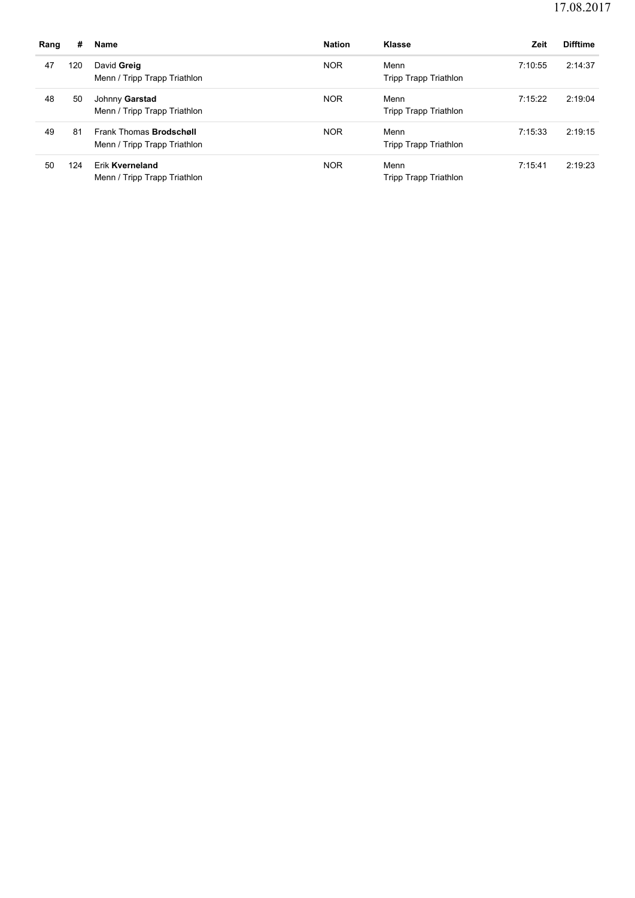| Rang | # | Name | Nation | Klasse | Zeit | Difftime |
|---|---|---|---|---|---|---|
| 47 | 120 | David **Greig**<br>Menn / Tripp Trapp Triathlon | NOR | Menn<br>Tripp Trapp Triathlon | 7:10:55 | 2:14:37 |
| 48 | 50 | Johnny **Garstad**<br>Menn / Tripp Trapp Triathlon | NOR | Menn<br>Tripp Trapp Triathlon | 7:15:22 | 2:19:04 |
| 49 | 81 | Frank Thomas **Brodschøll**<br>Menn / Tripp Trapp Triathlon | NOR | Menn<br>Tripp Trapp Triathlon | 7:15:33 | 2:19:15 |
| 50 | 124 | Erik **Kverneland**<br>Menn / Tripp Trapp Triathlon | NOR | Menn<br>Tripp Trapp Triathlon | 7:15:41 | 2:19:23 |